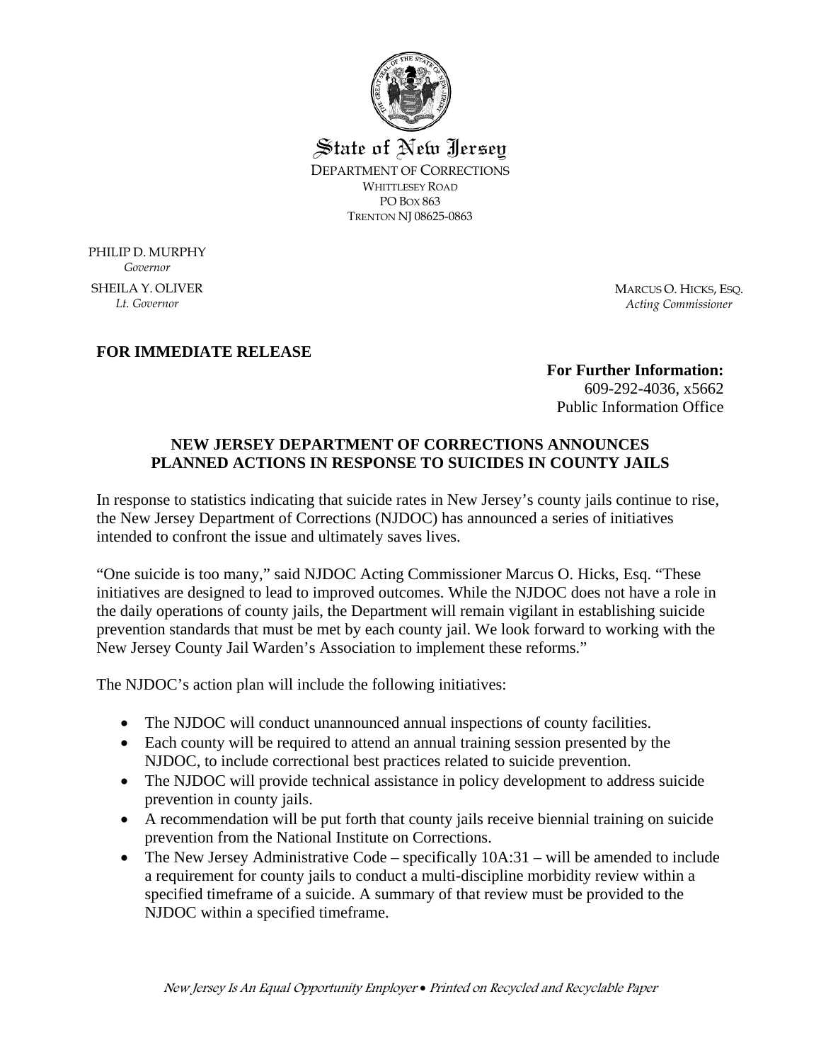State of New Jersey

DEPARTMENT OF CORRECTIONS
WHITTLESEY ROAD
PO BOX 863
TRENTON NJ 08625-0863

PHILIP D. MURPHY
*Governor*

SHEILA Y. OLIVER
*Lt. Governor*

MARCUS O. HICKS, ESQ.
*Acting Commissioner*

**FOR IMMEDIATE RELEASE**

**For Further Information:**
609-292-4036, x5662
Public Information Office

## NEW JERSEY DEPARTMENT OF CORRECTIONS ANNOUNCES PLANNED ACTIONS IN RESPONSE TO SUICIDES IN COUNTY JAILS

In response to statistics indicating that suicide rates in New Jersey's county jails continue to rise, the New Jersey Department of Corrections (NJDOC) has announced a series of initiatives intended to confront the issue and ultimately saves lives.

"One suicide is too many," said NJDOC Acting Commissioner Marcus O. Hicks, Esq. "These initiatives are designed to lead to improved outcomes. While the NJDOC does not have a role in the daily operations of county jails, the Department will remain vigilant in establishing suicide prevention standards that must be met by each county jail. We look forward to working with the New Jersey County Jail Warden's Association to implement these reforms."

The NJDOC's action plan will include the following initiatives:

- The NJDOC will conduct unannounced annual inspections of county facilities.
- Each county will be required to attend an annual training session presented by the NJDOC, to include correctional best practices related to suicide prevention.
- The NJDOC will provide technical assistance in policy development to address suicide prevention in county jails.
- A recommendation will be put forth that county jails receive biennial training on suicide prevention from the National Institute on Corrections.
- The New Jersey Administrative Code – specifically 10A:31 – will be amended to include a requirement for county jails to conduct a multi-discipline morbidity review within a specified timeframe of a suicide. A summary of that review must be provided to the NJDOC within a specified timeframe.

*New Jersey Is An Equal Opportunity Employer • Printed on Recycled and Recyclable Paper*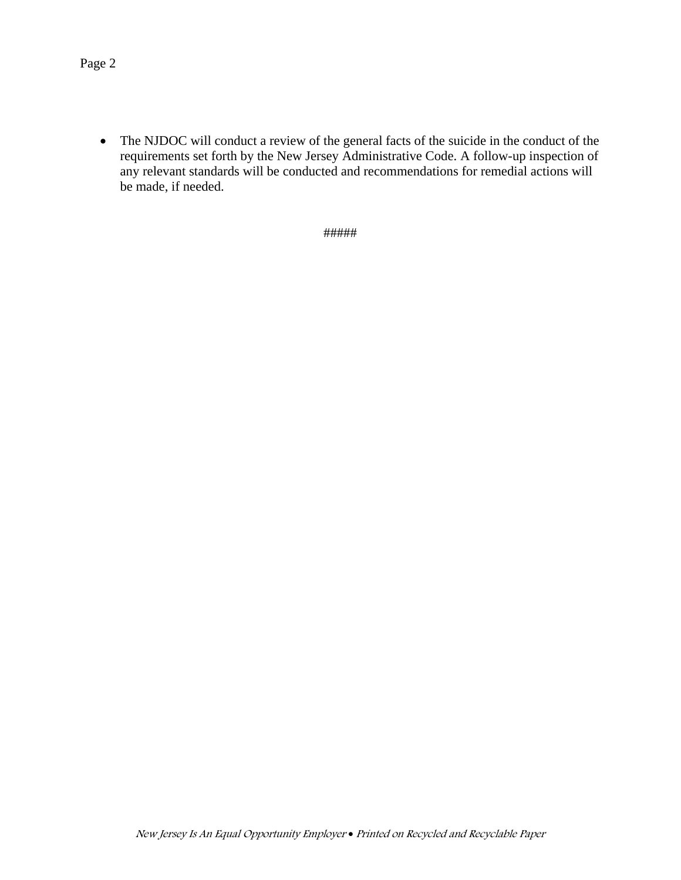- The NJDOC will conduct a review of the general facts of the suicide in the conduct of the requirements set forth by the New Jersey Administrative Code. A follow-up inspection of any relevant standards will be conducted and recommendations for remedial actions will be made, if needed.

#####